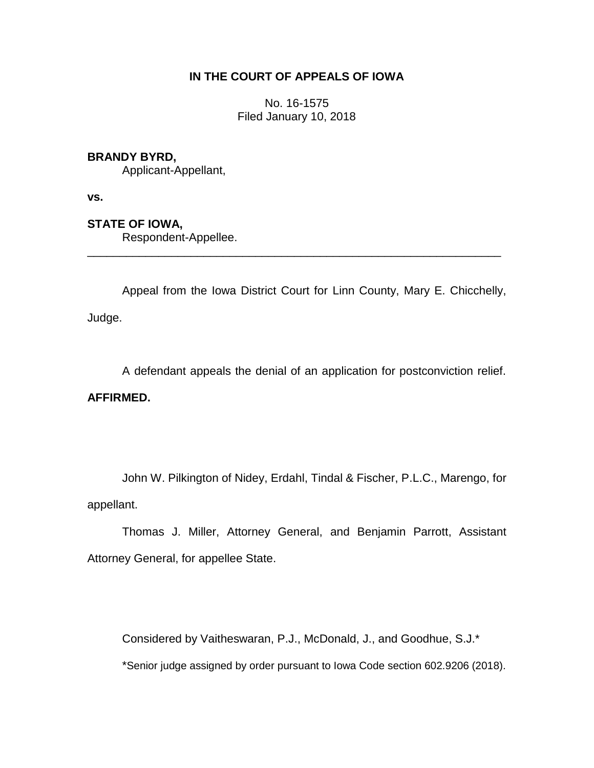# IN THE COURT OF APPEALS OF IOWA

No. 16-1575
Filed January 10, 2018

**BRANDY BYRD,**
Applicant-Appellant,

**vs.**

**STATE OF IOWA,**
Respondent-Appellee.

---

Appeal from the Iowa District Court for Linn County, Mary E. Chicchelly, Judge.

A defendant appeals the denial of an application for postconviction relief. **AFFIRMED.**

John W. Pilkington of Nidey, Erdahl, Tindal & Fischer, P.L.C., Marengo, for appellant.

Thomas J. Miller, Attorney General, and Benjamin Parrott, Assistant Attorney General, for appellee State.

Considered by Vaitheswaran, P.J., McDonald, J., and Goodhue, S.J.*

*Senior judge assigned by order pursuant to Iowa Code section 602.9206 (2018).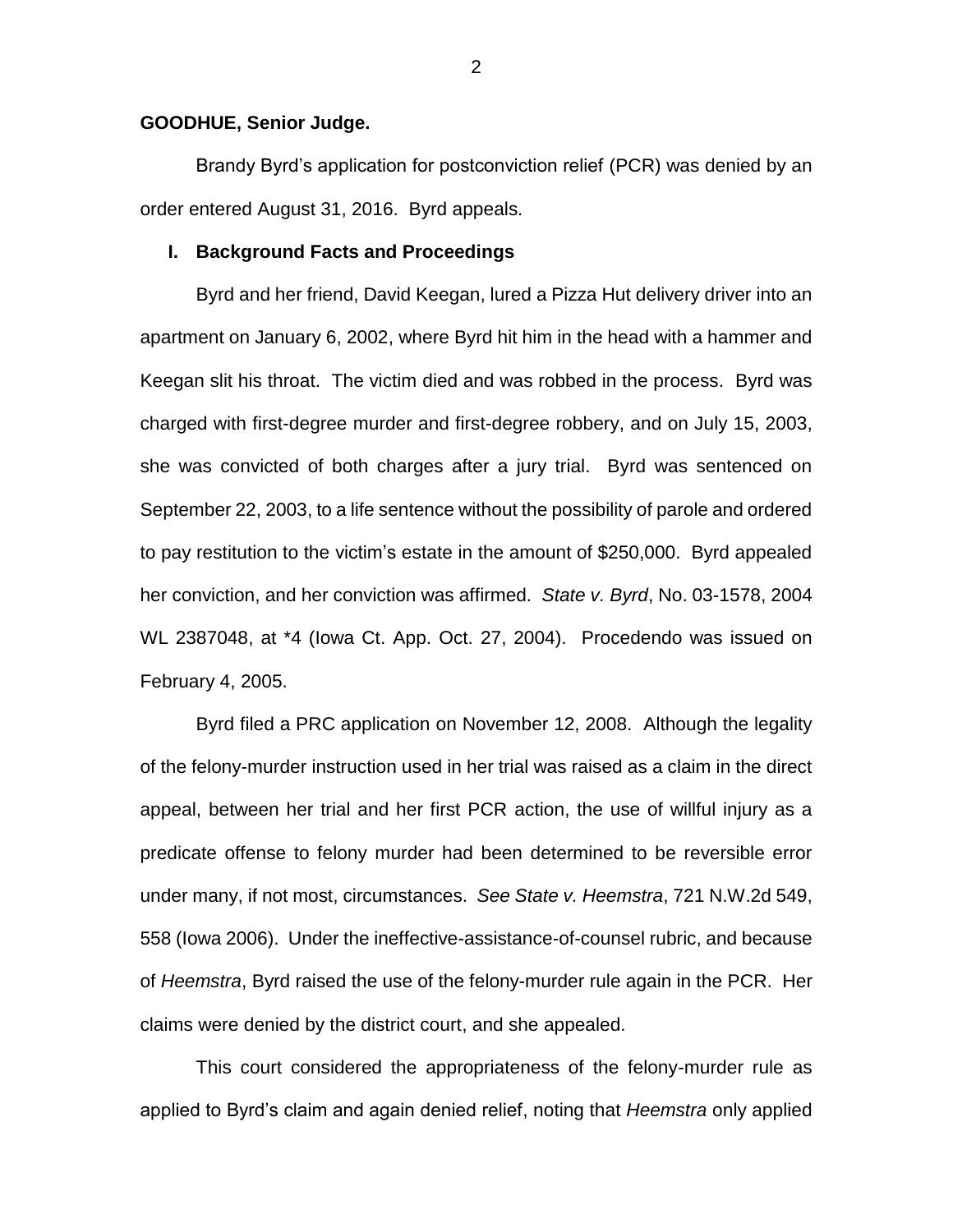**GOODHUE, Senior Judge.**

Brandy Byrd's application for postconviction relief (PCR) was denied by an order entered August 31, 2016. Byrd appeals.

## I. Background Facts and Proceedings

Byrd and her friend, David Keegan, lured a Pizza Hut delivery driver into an apartment on January 6, 2002, where Byrd hit him in the head with a hammer and Keegan slit his throat. The victim died and was robbed in the process. Byrd was charged with first-degree murder and first-degree robbery, and on July 15, 2003, she was convicted of both charges after a jury trial. Byrd was sentenced on September 22, 2003, to a life sentence without the possibility of parole and ordered to pay restitution to the victim's estate in the amount of $250,000. Byrd appealed her conviction, and her conviction was affirmed. *State v. Byrd*, No. 03-1578, 2004 WL 2387048, at *4 (Iowa Ct. App. Oct. 27, 2004). Procedendo was issued on February 4, 2005.

Byrd filed a PRC application on November 12, 2008. Although the legality of the felony-murder instruction used in her trial was raised as a claim in the direct appeal, between her trial and her first PCR action, the use of willful injury as a predicate offense to felony murder had been determined to be reversible error under many, if not most, circumstances. *See State v. Heemstra*, 721 N.W.2d 549, 558 (Iowa 2006). Under the ineffective-assistance-of-counsel rubric, and because of *Heemstra*, Byrd raised the use of the felony-murder rule again in the PCR. Her claims were denied by the district court, and she appealed.

This court considered the appropriateness of the felony-murder rule as applied to Byrd's claim and again denied relief, noting that *Heemstra* only applied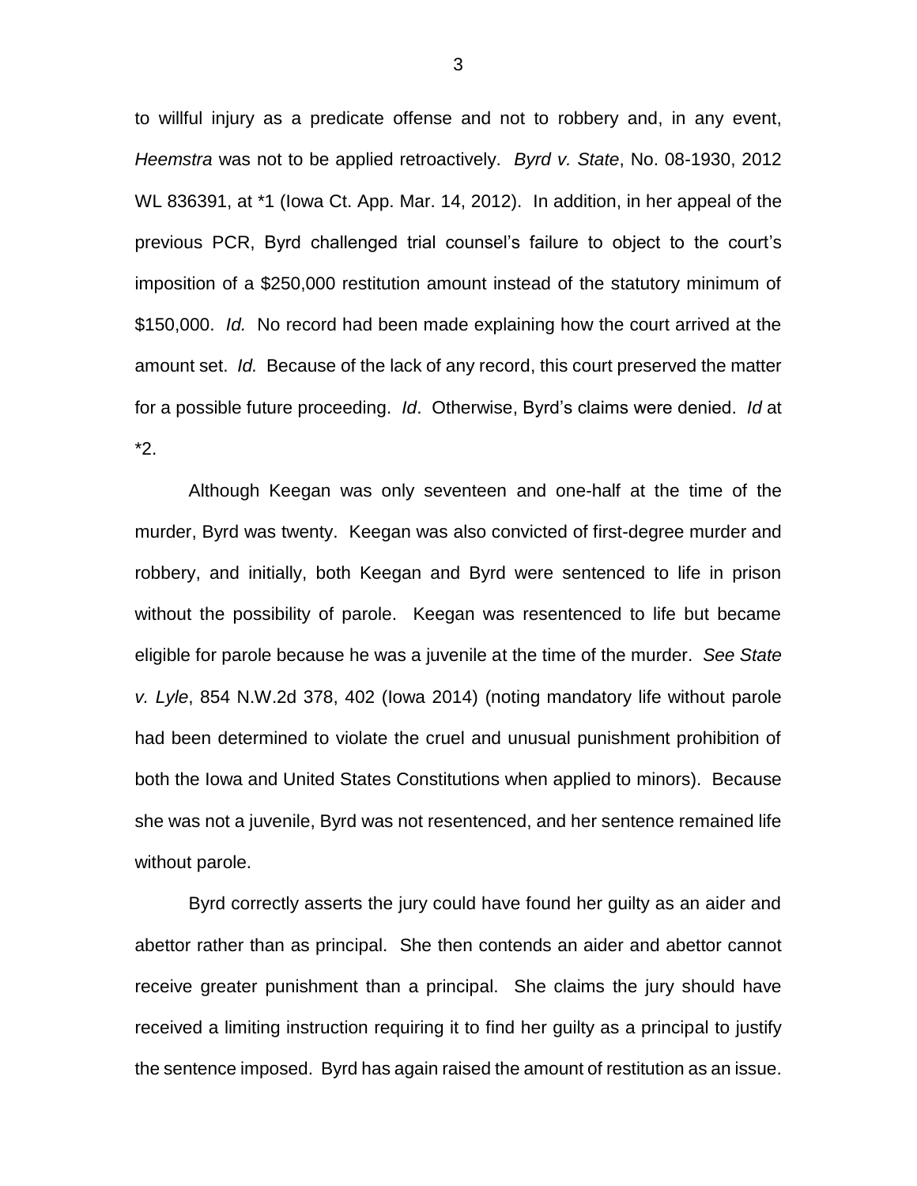to willful injury as a predicate offense and not to robbery and, in any event, *Heemstra* was not to be applied retroactively. *Byrd v. State*, No. 08-1930, 2012 WL 836391, at *1 (Iowa Ct. App. Mar. 14, 2012). In addition, in her appeal of the previous PCR, Byrd challenged trial counsel's failure to object to the court's imposition of a $250,000 restitution amount instead of the statutory minimum of $150,000. *Id.* No record had been made explaining how the court arrived at the amount set. *Id.* Because of the lack of any record, this court preserved the matter for a possible future proceeding. *Id*. Otherwise, Byrd's claims were denied. *Id* at *2.

Although Keegan was only seventeen and one-half at the time of the murder, Byrd was twenty. Keegan was also convicted of first-degree murder and robbery, and initially, both Keegan and Byrd were sentenced to life in prison without the possibility of parole. Keegan was resentenced to life but became eligible for parole because he was a juvenile at the time of the murder. *See State v. Lyle*, 854 N.W.2d 378, 402 (Iowa 2014) (noting mandatory life without parole had been determined to violate the cruel and unusual punishment prohibition of both the Iowa and United States Constitutions when applied to minors). Because she was not a juvenile, Byrd was not resentenced, and her sentence remained life without parole.

Byrd correctly asserts the jury could have found her guilty as an aider and abettor rather than as principal. She then contends an aider and abettor cannot receive greater punishment than a principal. She claims the jury should have received a limiting instruction requiring it to find her guilty as a principal to justify the sentence imposed. Byrd has again raised the amount of restitution as an issue.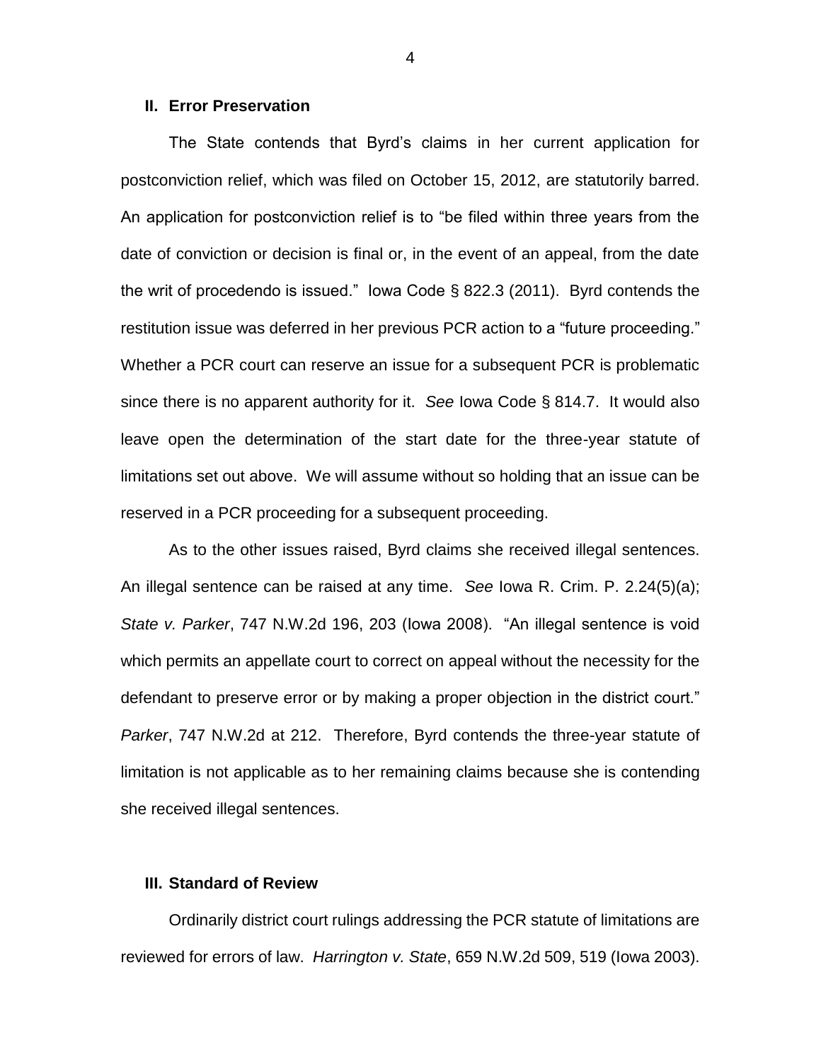## II. Error Preservation

The State contends that Byrd's claims in her current application for postconviction relief, which was filed on October 15, 2012, are statutorily barred. An application for postconviction relief is to "be filed within three years from the date of conviction or decision is final or, in the event of an appeal, from the date the writ of procedendo is issued." Iowa Code § 822.3 (2011). Byrd contends the restitution issue was deferred in her previous PCR action to a "future proceeding." Whether a PCR court can reserve an issue for a subsequent PCR is problematic since there is no apparent authority for it. *See* Iowa Code § 814.7. It would also leave open the determination of the start date for the three-year statute of limitations set out above. We will assume without so holding that an issue can be reserved in a PCR proceeding for a subsequent proceeding.

As to the other issues raised, Byrd claims she received illegal sentences. An illegal sentence can be raised at any time. *See* Iowa R. Crim. P. 2.24(5)(a); *State v. Parker*, 747 N.W.2d 196, 203 (Iowa 2008). "An illegal sentence is void which permits an appellate court to correct on appeal without the necessity for the defendant to preserve error or by making a proper objection in the district court." *Parker*, 747 N.W.2d at 212. Therefore, Byrd contends the three-year statute of limitation is not applicable as to her remaining claims because she is contending she received illegal sentences.

## III. Standard of Review

Ordinarily district court rulings addressing the PCR statute of limitations are reviewed for errors of law. *Harrington v. State*, 659 N.W.2d 509, 519 (Iowa 2003).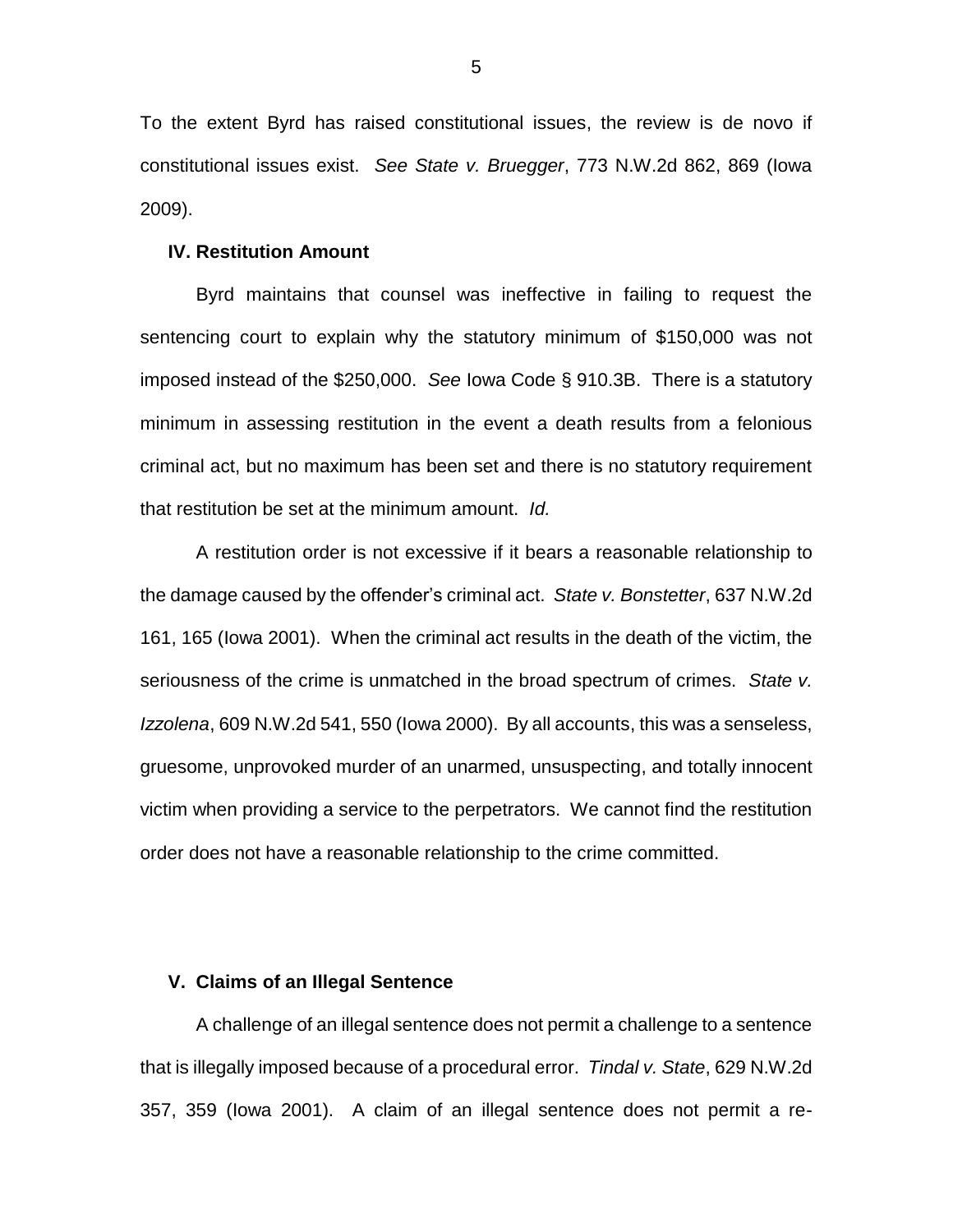To the extent Byrd has raised constitutional issues, the review is de novo if constitutional issues exist. *See State v. Bruegger*, 773 N.W.2d 862, 869 (Iowa 2009).

### IV. Restitution Amount

Byrd maintains that counsel was ineffective in failing to request the sentencing court to explain why the statutory minimum of $150,000 was not imposed instead of the $250,000. *See* Iowa Code § 910.3B. There is a statutory minimum in assessing restitution in the event a death results from a felonious criminal act, but no maximum has been set and there is no statutory requirement that restitution be set at the minimum amount. *Id.*

A restitution order is not excessive if it bears a reasonable relationship to the damage caused by the offender's criminal act. *State v. Bonstetter*, 637 N.W.2d 161, 165 (Iowa 2001). When the criminal act results in the death of the victim, the seriousness of the crime is unmatched in the broad spectrum of crimes. *State v. Izzolena*, 609 N.W.2d 541, 550 (Iowa 2000). By all accounts, this was a senseless, gruesome, unprovoked murder of an unarmed, unsuspecting, and totally innocent victim when providing a service to the perpetrators. We cannot find the restitution order does not have a reasonable relationship to the crime committed.

### V. Claims of an Illegal Sentence

A challenge of an illegal sentence does not permit a challenge to a sentence that is illegally imposed because of a procedural error. *Tindal v. State*, 629 N.W.2d 357, 359 (Iowa 2001). A claim of an illegal sentence does not permit a re-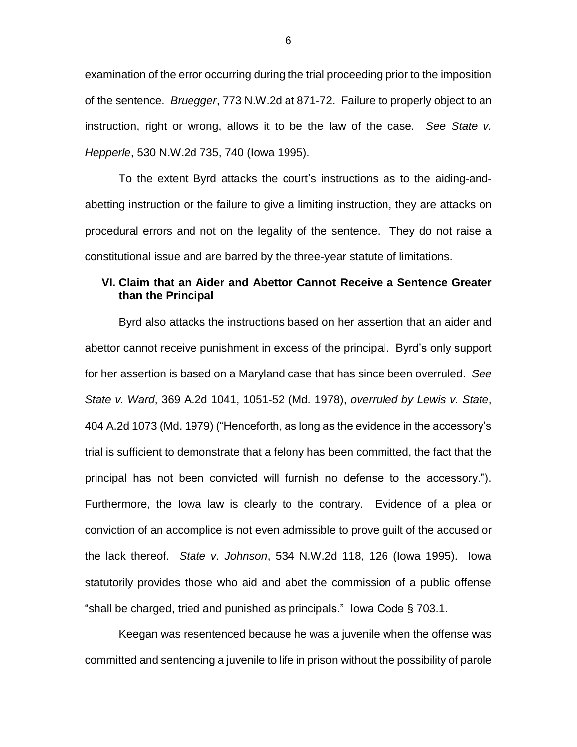examination of the error occurring during the trial proceeding prior to the imposition of the sentence. *Bruegger*, 773 N.W.2d at 871-72. Failure to properly object to an instruction, right or wrong, allows it to be the law of the case. *See State v. Hepperle*, 530 N.W.2d 735, 740 (Iowa 1995).

To the extent Byrd attacks the court's instructions as to the aiding-and-abetting instruction or the failure to give a limiting instruction, they are attacks on procedural errors and not on the legality of the sentence. They do not raise a constitutional issue and are barred by the three-year statute of limitations.

### VI. Claim that an Aider and Abettor Cannot Receive a Sentence Greater than the Principal

Byrd also attacks the instructions based on her assertion that an aider and abettor cannot receive punishment in excess of the principal. Byrd's only support for her assertion is based on a Maryland case that has since been overruled. *See State v. Ward*, 369 A.2d 1041, 1051-52 (Md. 1978), *overruled by Lewis v. State*, 404 A.2d 1073 (Md. 1979) ("Henceforth, as long as the evidence in the accessory's trial is sufficient to demonstrate that a felony has been committed, the fact that the principal has not been convicted will furnish no defense to the accessory."). Furthermore, the Iowa law is clearly to the contrary. Evidence of a plea or conviction of an accomplice is not even admissible to prove guilt of the accused or the lack thereof. *State v. Johnson*, 534 N.W.2d 118, 126 (Iowa 1995). Iowa statutorily provides those who aid and abet the commission of a public offense "shall be charged, tried and punished as principals." Iowa Code § 703.1.

Keegan was resentenced because he was a juvenile when the offense was committed and sentencing a juvenile to life in prison without the possibility of parole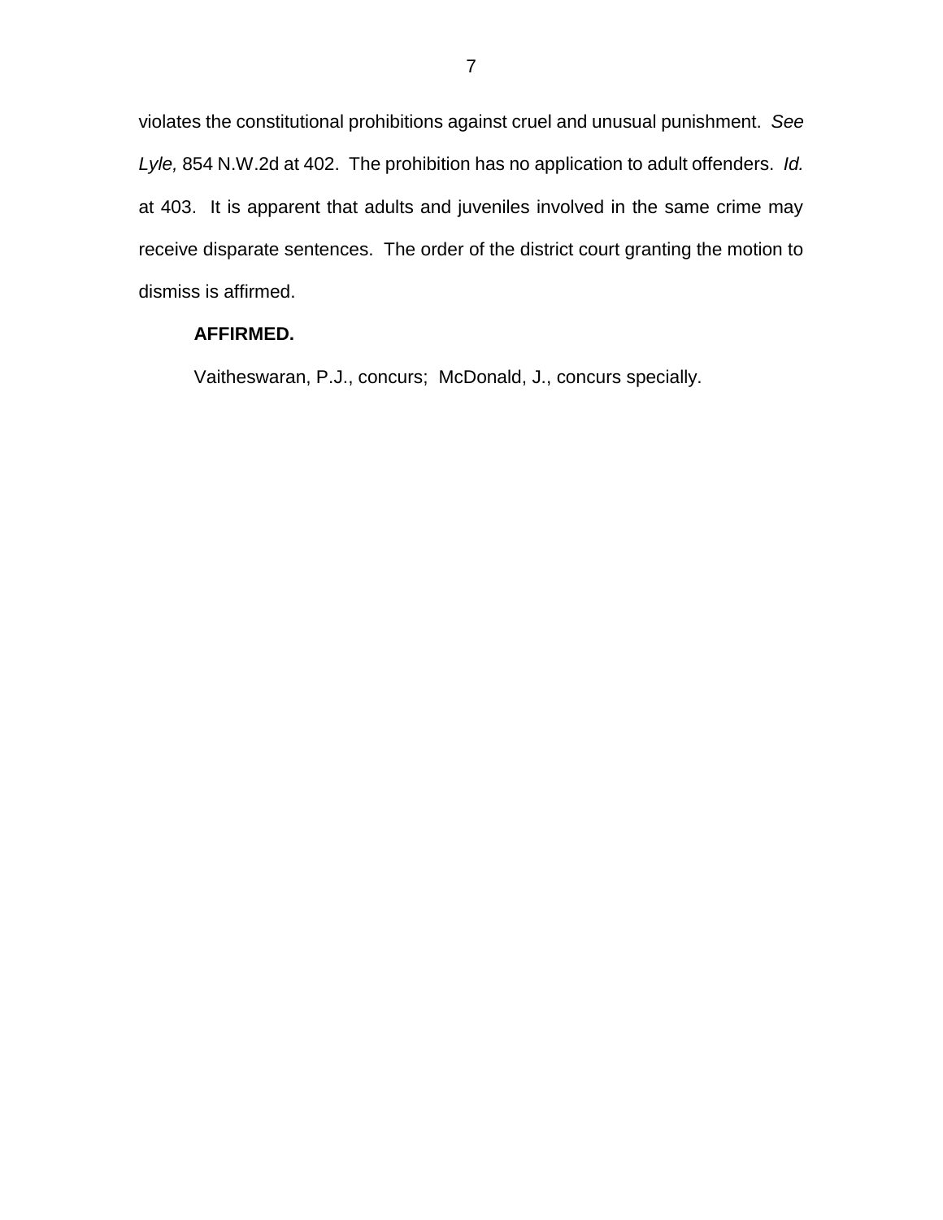violates the constitutional prohibitions against cruel and unusual punishment. *See Lyle,* 854 N.W.2d at 402. The prohibition has no application to adult offenders. *Id.* at 403. It is apparent that adults and juveniles involved in the same crime may receive disparate sentences. The order of the district court granting the motion to dismiss is affirmed.

**AFFIRMED.**

Vaitheswaran, P.J., concurs; McDonald, J., concurs specially.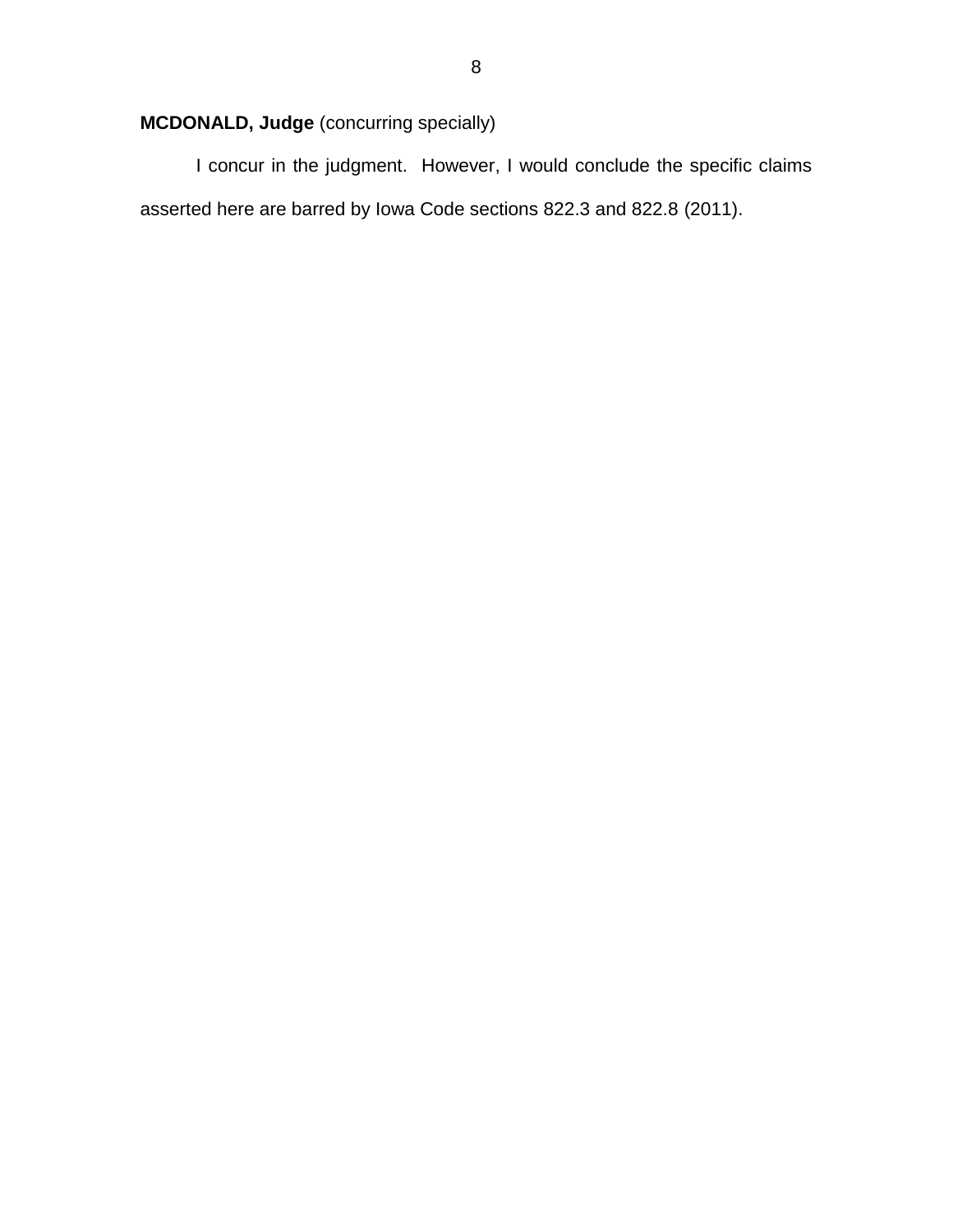**MCDONALD, Judge** (concurring specially)

I concur in the judgment. However, I would conclude the specific claims asserted here are barred by Iowa Code sections 822.3 and 822.8 (2011).